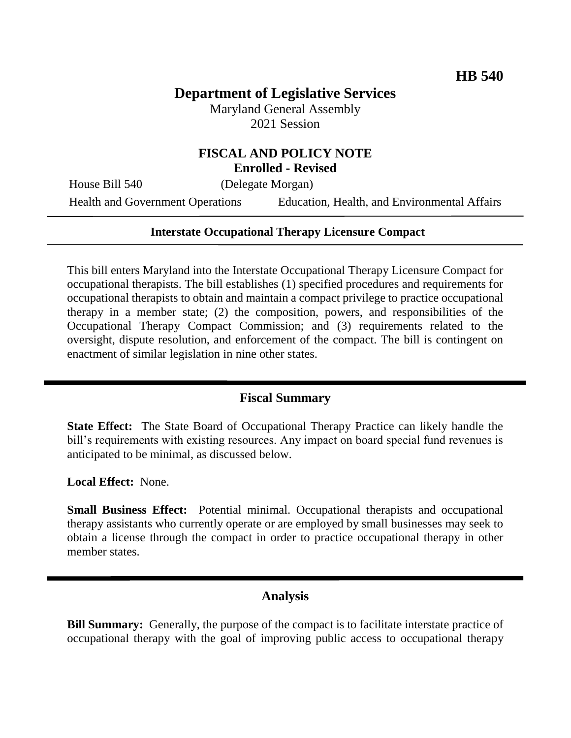**HB 540**

# Department of Legislative Services

Maryland General Assembly
2021 Session

## FISCAL AND POLICY NOTE
**Enrolled - Revised**

House Bill 540 (Delegate Morgan)

Health and Government Operations Education, Health, and Environmental Affairs

---

**Interstate Occupational Therapy Licensure Compact**

---

This bill enters Maryland into the Interstate Occupational Therapy Licensure Compact for occupational therapists. The bill establishes (1) specified procedures and requirements for occupational therapists to obtain and maintain a compact privilege to practice occupational therapy in a member state; (2) the composition, powers, and responsibilities of the Occupational Therapy Compact Commission; and (3) requirements related to the oversight, dispute resolution, and enforcement of the compact. The bill is contingent on enactment of similar legislation in nine other states.

## Fiscal Summary

**State Effect:** The State Board of Occupational Therapy Practice can likely handle the bill's requirements with existing resources. Any impact on board special fund revenues is anticipated to be minimal, as discussed below.

**Local Effect:** None.

**Small Business Effect:** Potential minimal. Occupational therapists and occupational therapy assistants who currently operate or are employed by small businesses may seek to obtain a license through the compact in order to practice occupational therapy in other member states.

## Analysis

**Bill Summary:** Generally, the purpose of the compact is to facilitate interstate practice of occupational therapy with the goal of improving public access to occupational therapy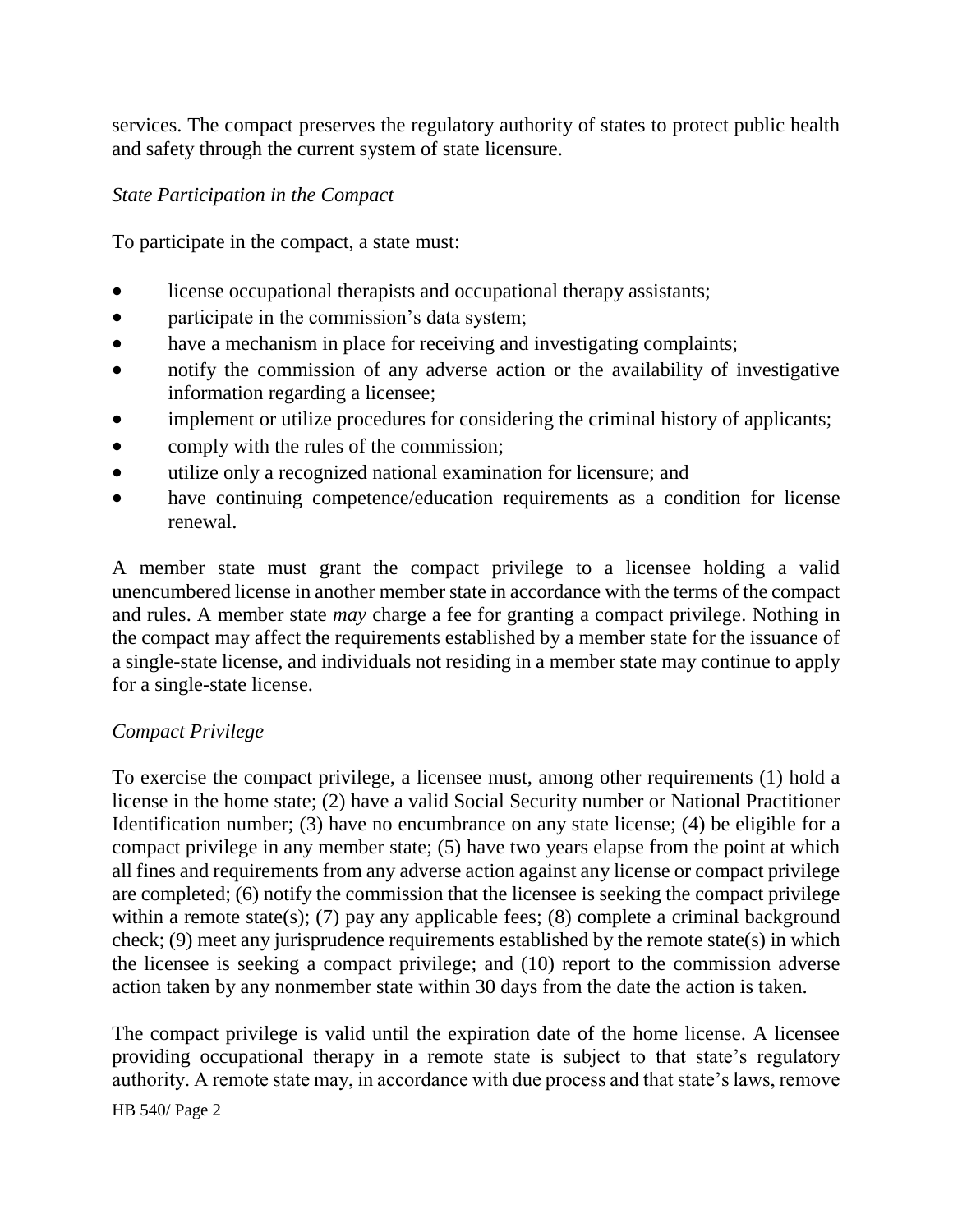services. The compact preserves the regulatory authority of states to protect public health and safety through the current system of state licensure.

*State Participation in the Compact*

To participate in the compact, a state must:

- license occupational therapists and occupational therapy assistants;
- participate in the commission's data system;
- have a mechanism in place for receiving and investigating complaints;
- notify the commission of any adverse action or the availability of investigative information regarding a licensee;
- implement or utilize procedures for considering the criminal history of applicants;
- comply with the rules of the commission;
- utilize only a recognized national examination for licensure; and
- have continuing competence/education requirements as a condition for license renewal.

A member state must grant the compact privilege to a licensee holding a valid unencumbered license in another member state in accordance with the terms of the compact and rules. A member state *may* charge a fee for granting a compact privilege. Nothing in the compact may affect the requirements established by a member state for the issuance of a single-state license, and individuals not residing in a member state may continue to apply for a single-state license.

*Compact Privilege*

To exercise the compact privilege, a licensee must, among other requirements (1) hold a license in the home state; (2) have a valid Social Security number or National Practitioner Identification number; (3) have no encumbrance on any state license; (4) be eligible for a compact privilege in any member state; (5) have two years elapse from the point at which all fines and requirements from any adverse action against any license or compact privilege are completed; (6) notify the commission that the licensee is seeking the compact privilege within a remote state(s); (7) pay any applicable fees; (8) complete a criminal background check; (9) meet any jurisprudence requirements established by the remote state(s) in which the licensee is seeking a compact privilege; and (10) report to the commission adverse action taken by any nonmember state within 30 days from the date the action is taken.

The compact privilege is valid until the expiration date of the home license. A licensee providing occupational therapy in a remote state is subject to that state's regulatory authority. A remote state may, in accordance with due process and that state's laws, remove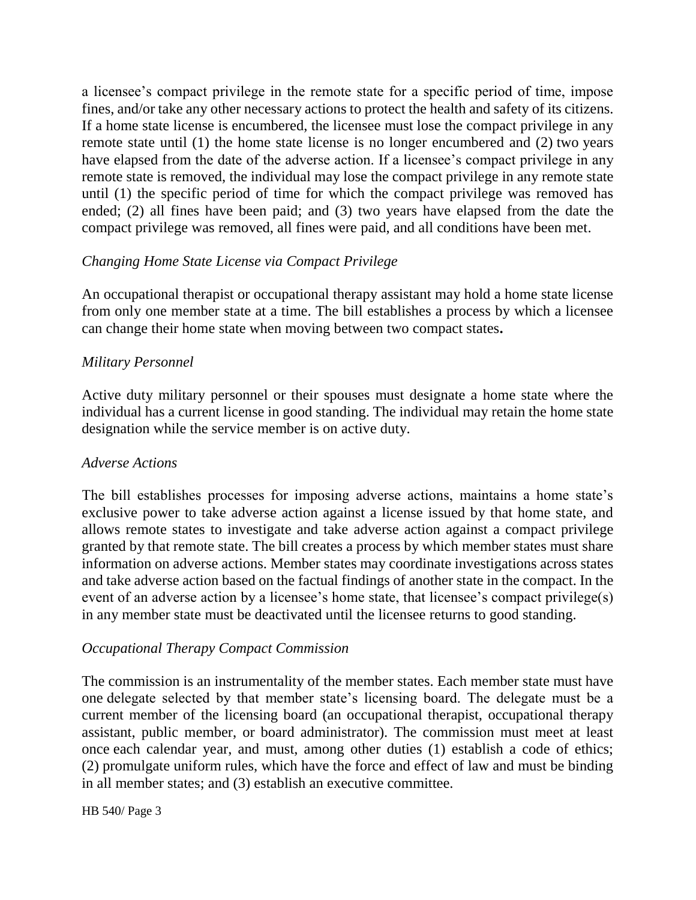a licensee's compact privilege in the remote state for a specific period of time, impose fines, and/or take any other necessary actions to protect the health and safety of its citizens. If a home state license is encumbered, the licensee must lose the compact privilege in any remote state until (1) the home state license is no longer encumbered and (2) two years have elapsed from the date of the adverse action. If a licensee's compact privilege in any remote state is removed, the individual may lose the compact privilege in any remote state until (1) the specific period of time for which the compact privilege was removed has ended; (2) all fines have been paid; and (3) two years have elapsed from the date the compact privilege was removed, all fines were paid, and all conditions have been met.

*Changing Home State License via Compact Privilege*

An occupational therapist or occupational therapy assistant may hold a home state license from only one member state at a time. The bill establishes a process by which a licensee can change their home state when moving between two compact states**.**

*Military Personnel*

Active duty military personnel or their spouses must designate a home state where the individual has a current license in good standing. The individual may retain the home state designation while the service member is on active duty.

*Adverse Actions*

The bill establishes processes for imposing adverse actions, maintains a home state's exclusive power to take adverse action against a license issued by that home state, and allows remote states to investigate and take adverse action against a compact privilege granted by that remote state. The bill creates a process by which member states must share information on adverse actions. Member states may coordinate investigations across states and take adverse action based on the factual findings of another state in the compact. In the event of an adverse action by a licensee's home state, that licensee's compact privilege(s) in any member state must be deactivated until the licensee returns to good standing.

*Occupational Therapy Compact Commission*

The commission is an instrumentality of the member states. Each member state must have one delegate selected by that member state's licensing board. The delegate must be a current member of the licensing board (an occupational therapist, occupational therapy assistant, public member, or board administrator). The commission must meet at least once each calendar year, and must, among other duties (1) establish a code of ethics; (2) promulgate uniform rules, which have the force and effect of law and must be binding in all member states; and (3) establish an executive committee.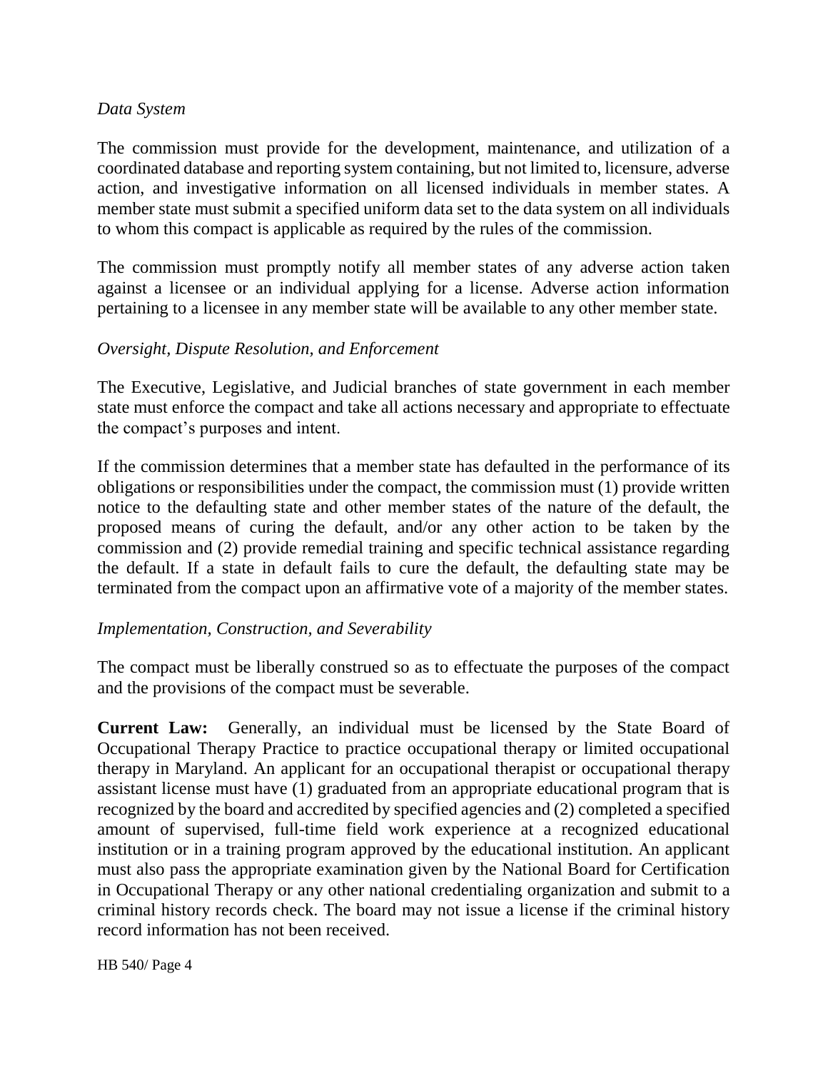*Data System*

The commission must provide for the development, maintenance, and utilization of a coordinated database and reporting system containing, but not limited to, licensure, adverse action, and investigative information on all licensed individuals in member states. A member state must submit a specified uniform data set to the data system on all individuals to whom this compact is applicable as required by the rules of the commission.

The commission must promptly notify all member states of any adverse action taken against a licensee or an individual applying for a license. Adverse action information pertaining to a licensee in any member state will be available to any other member state.

*Oversight, Dispute Resolution, and Enforcement*

The Executive, Legislative, and Judicial branches of state government in each member state must enforce the compact and take all actions necessary and appropriate to effectuate the compact's purposes and intent.

If the commission determines that a member state has defaulted in the performance of its obligations or responsibilities under the compact, the commission must (1) provide written notice to the defaulting state and other member states of the nature of the default, the proposed means of curing the default, and/or any other action to be taken by the commission and (2) provide remedial training and specific technical assistance regarding the default. If a state in default fails to cure the default, the defaulting state may be terminated from the compact upon an affirmative vote of a majority of the member states.

*Implementation, Construction, and Severability*

The compact must be liberally construed so as to effectuate the purposes of the compact and the provisions of the compact must be severable.

**Current Law:** Generally, an individual must be licensed by the State Board of Occupational Therapy Practice to practice occupational therapy or limited occupational therapy in Maryland. An applicant for an occupational therapist or occupational therapy assistant license must have (1) graduated from an appropriate educational program that is recognized by the board and accredited by specified agencies and (2) completed a specified amount of supervised, full-time field work experience at a recognized educational institution or in a training program approved by the educational institution. An applicant must also pass the appropriate examination given by the National Board for Certification in Occupational Therapy or any other national credentialing organization and submit to a criminal history records check. The board may not issue a license if the criminal history record information has not been received.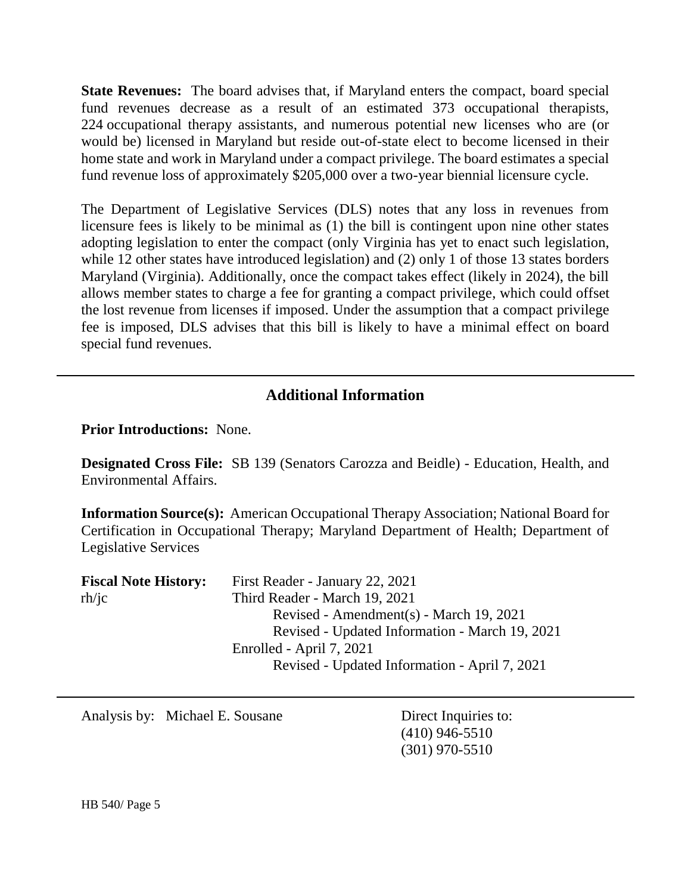**State Revenues:** The board advises that, if Maryland enters the compact, board special fund revenues decrease as a result of an estimated 373 occupational therapists, 224 occupational therapy assistants, and numerous potential new licenses who are (or would be) licensed in Maryland but reside out-of-state elect to become licensed in their home state and work in Maryland under a compact privilege. The board estimates a special fund revenue loss of approximately $205,000 over a two-year biennial licensure cycle.

The Department of Legislative Services (DLS) notes that any loss in revenues from licensure fees is likely to be minimal as (1) the bill is contingent upon nine other states adopting legislation to enter the compact (only Virginia has yet to enact such legislation, while 12 other states have introduced legislation) and (2) only 1 of those 13 states borders Maryland (Virginia). Additionally, once the compact takes effect (likely in 2024), the bill allows member states to charge a fee for granting a compact privilege, which could offset the lost revenue from licenses if imposed. Under the assumption that a compact privilege fee is imposed, DLS advises that this bill is likely to have a minimal effect on board special fund revenues.

---

## Additional Information

**Prior Introductions:** None.

**Designated Cross File:** SB 139 (Senators Carozza and Beidle) - Education, Health, and Environmental Affairs.

**Information Source(s):** American Occupational Therapy Association; National Board for Certification in Occupational Therapy; Maryland Department of Health; Department of Legislative Services

**Fiscal Note History:** First Reader - January 22, 2021
rh/jc
Third Reader - March 19, 2021
Revised - Amendment(s) - March 19, 2021
Revised - Updated Information - March 19, 2021
Enrolled - April 7, 2021
Revised - Updated Information - April 7, 2021

---

Analysis by: Michael E. Sousane

Direct Inquiries to:
(410) 946-5510
(301) 970-5510